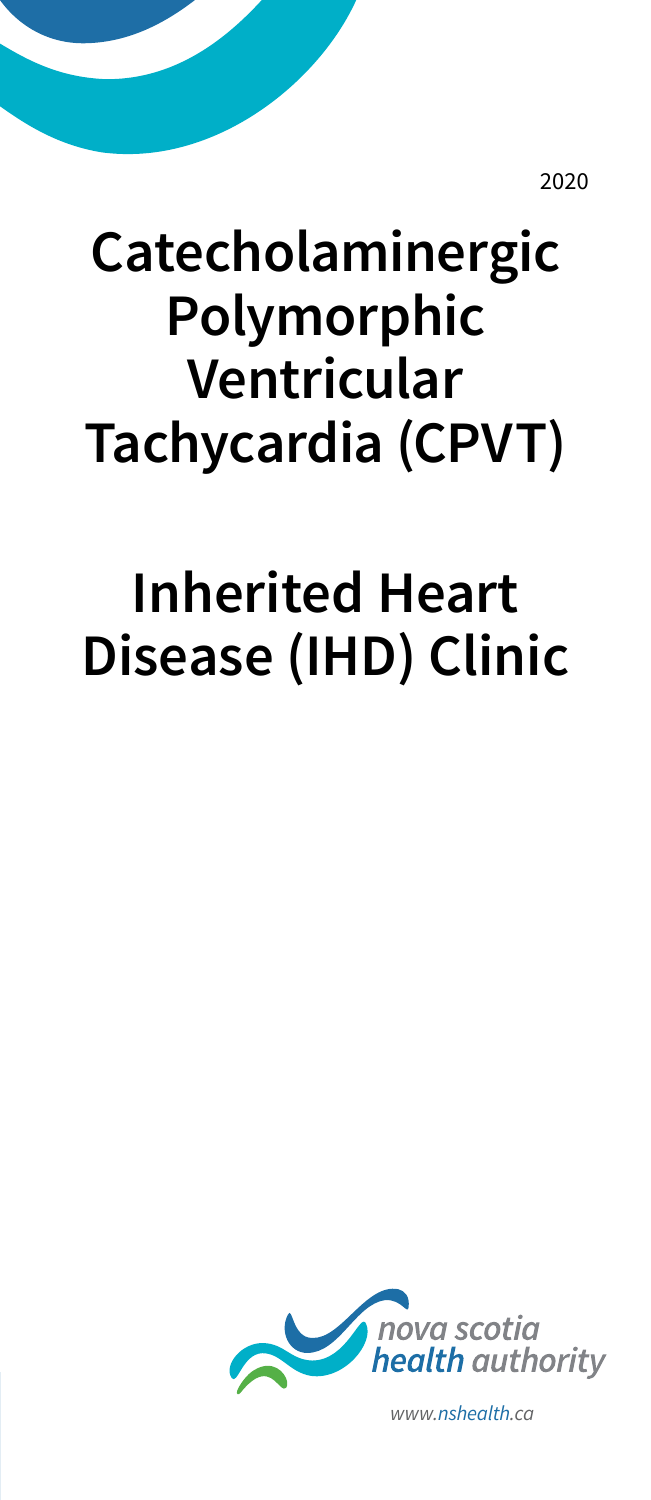2020

# Catecholaminergic Polymorphic Ventricular Tachycardia (CPVT)

# Inherited Heart Disease (IHD) Clinic

nova scotia health authority

*www.nshealth.ca*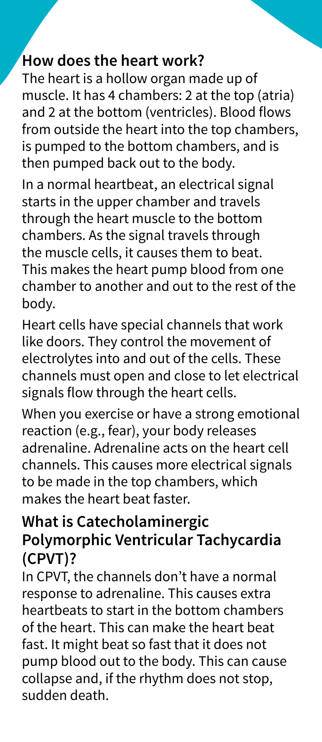## How does the heart work?

The heart is a hollow organ made up of muscle. It has 4 chambers: 2 at the top (atria) and 2 at the bottom (ventricles). Blood flows from outside the heart into the top chambers, is pumped to the bottom chambers, and is then pumped back out to the body.

In a normal heartbeat, an electrical signal starts in the upper chamber and travels through the heart muscle to the bottom chambers. As the signal travels through the muscle cells, it causes them to beat. This makes the heart pump blood from one chamber to another and out to the rest of the body.

Heart cells have special channels that work like doors. They control the movement of electrolytes into and out of the cells. These channels must open and close to let electrical signals flow through the heart cells.

When you exercise or have a strong emotional reaction (e.g., fear), your body releases adrenaline. Adrenaline acts on the heart cell channels. This causes more electrical signals to be made in the top chambers, which makes the heart beat faster.

## What is Catecholaminergic Polymorphic Ventricular Tachycardia (CPVT)?

In CPVT, the channels don't have a normal response to adrenaline. This causes extra heartbeats to start in the bottom chambers of the heart. This can make the heart beat fast. It might beat so fast that it does not pump blood out to the body. This can cause collapse and, if the rhythm does not stop, sudden death.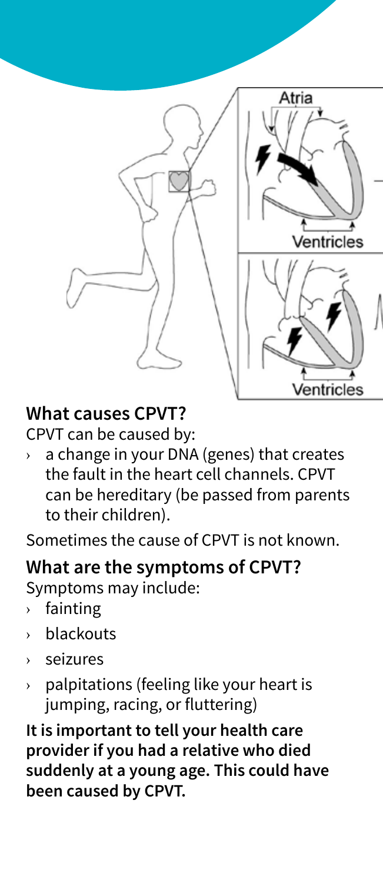## What causes CPVT?

CPVT can be caused by:

- a change in your DNA (genes) that creates the fault in the heart cell channels. CPVT can be hereditary (be passed from parents to their children).

Sometimes the cause of CPVT is not known.

## What are the symptoms of CPVT?

Symptoms may include:

- fainting
- blackouts
- seizures
- palpitations (feeling like your heart is jumping, racing, or fluttering)

**It is important to tell your health care provider if you had a relative who died suddenly at a young age. This could have been caused by CPVT.**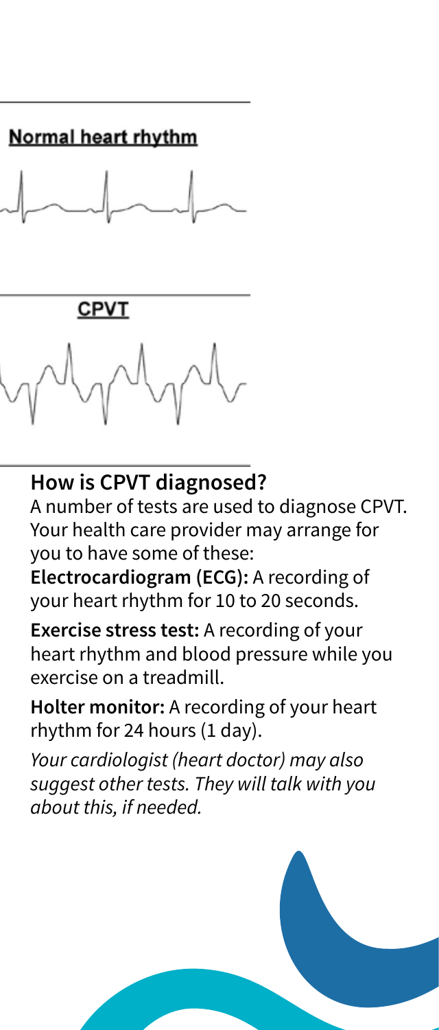Normal heart rhythm

CPVT

## How is CPVT diagnosed?

A number of tests are used to diagnose CPVT. Your health care provider may arrange for you to have some of these:

**Electrocardiogram (ECG):** A recording of your heart rhythm for 10 to 20 seconds.

**Exercise stress test:** A recording of your heart rhythm and blood pressure while you exercise on a treadmill.

**Holter monitor:** A recording of your heart rhythm for 24 hours (1 day).

*Your cardiologist (heart doctor) may also suggest other tests. They will talk with you about this, if needed.*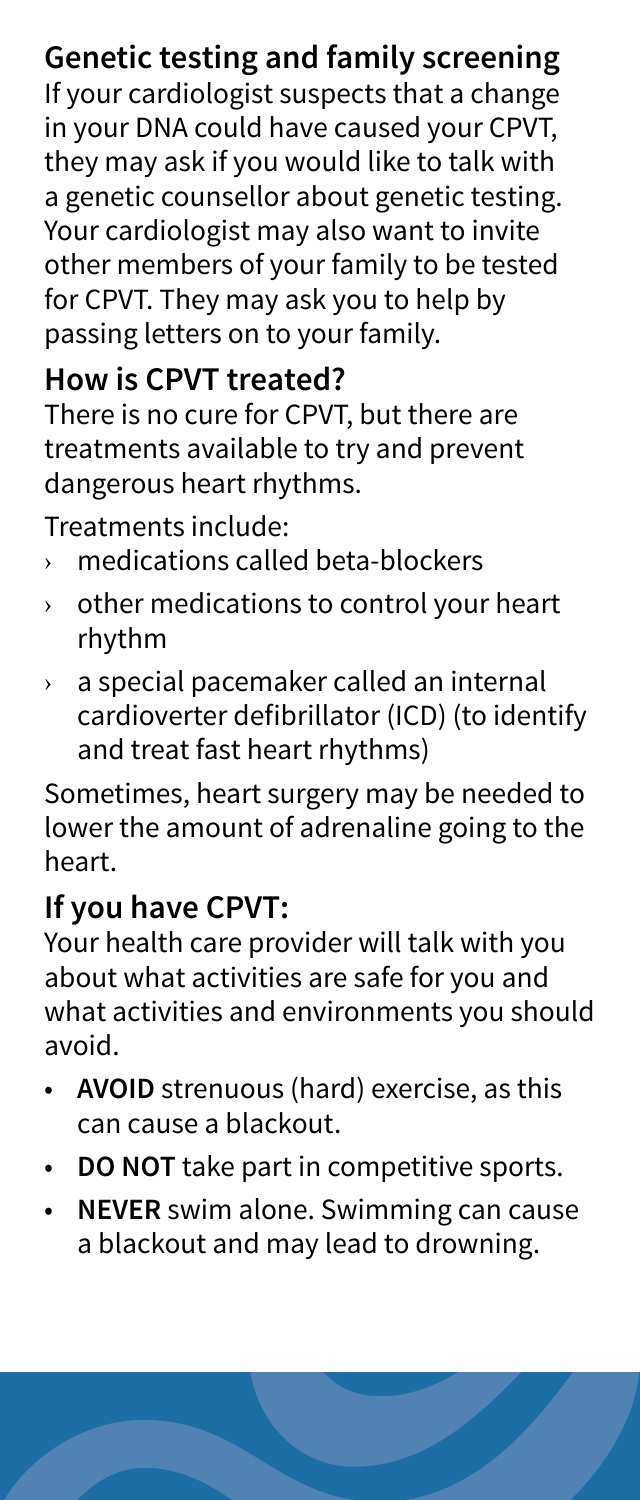## Genetic testing and family screening

If your cardiologist suspects that a change in your DNA could have caused your CPVT, they may ask if you would like to talk with a genetic counsellor about genetic testing. Your cardiologist may also want to invite other members of your family to be tested for CPVT. They may ask you to help by passing letters on to your family.

## How is CPVT treated?

There is no cure for CPVT, but there are treatments available to try and prevent dangerous heart rhythms.

Treatments include:

- medications called beta-blockers
- other medications to control your heart rhythm
- a special pacemaker called an internal cardioverter defibrillator (ICD) (to identify and treat fast heart rhythms)

Sometimes, heart surgery may be needed to lower the amount of adrenaline going to the heart.

## If you have CPVT:

Your health care provider will talk with you about what activities are safe for you and what activities and environments you should avoid.

- **AVOID** strenuous (hard) exercise, as this can cause a blackout.
- **DO NOT** take part in competitive sports.
- **NEVER** swim alone. Swimming can cause a blackout and may lead to drowning.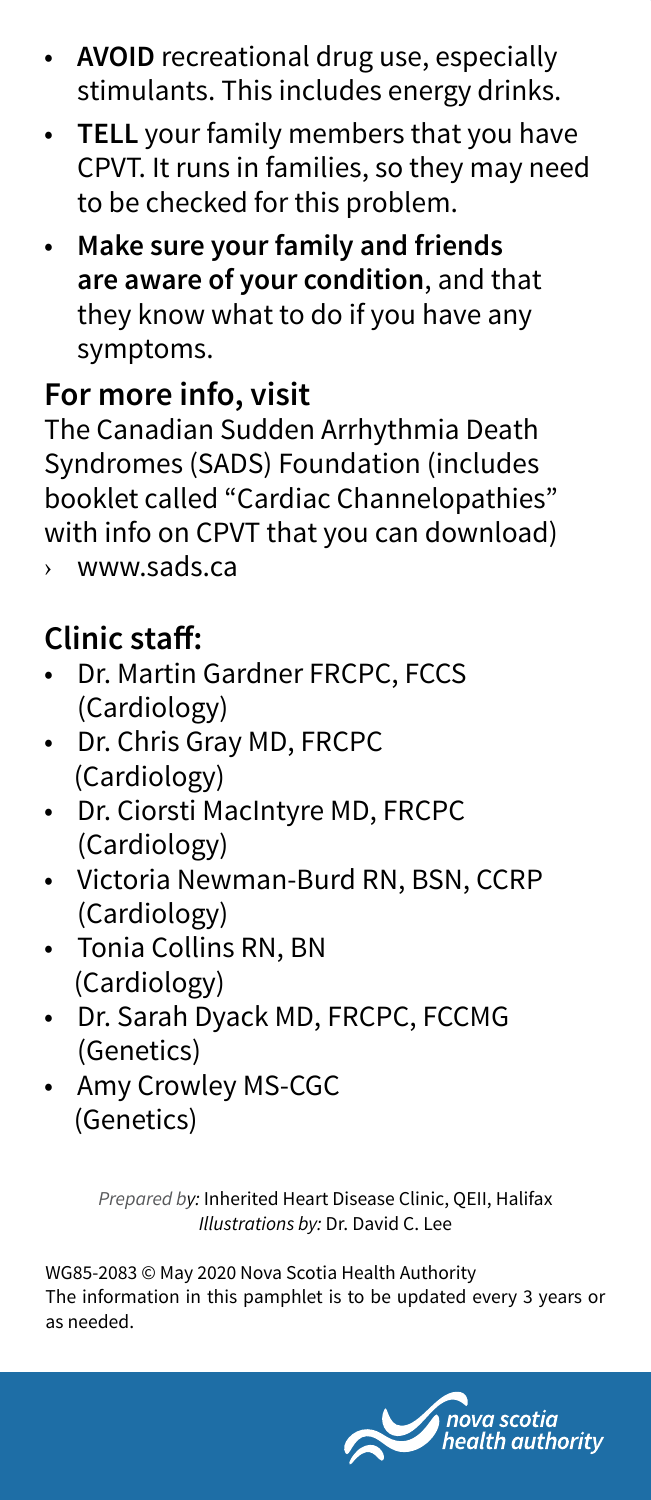- **AVOID** recreational drug use, especially stimulants. This includes energy drinks.
- **TELL** your family members that you have CPVT. It runs in families, so they may need to be checked for this problem.
- **Make sure your family and friends are aware of your condition**, and that they know what to do if you have any symptoms.

## For more info, visit

The Canadian Sudden Arrhythmia Death Syndromes (SADS) Foundation (includes booklet called "Cardiac Channelopathies" with info on CPVT that you can download)

› www.sads.ca

## Clinic staff:

- Dr. Martin Gardner FRCPC, FCCS (Cardiology)
- Dr. Chris Gray MD, FRCPC (Cardiology)
- Dr. Ciorsti MacIntyre MD, FRCPC (Cardiology)
- Victoria Newman-Burd RN, BSN, CCRP (Cardiology)
- Tonia Collins RN, BN (Cardiology)
- Dr. Sarah Dyack MD, FRCPC, FCCMG (Genetics)
- Amy Crowley MS-CGC (Genetics)

*Prepared by:* Inherited Heart Disease Clinic, QEII, Halifax
*Illustrations by:* Dr. David C. Lee

WG85-2083 © May 2020 Nova Scotia Health Authority
The information in this pamphlet is to be updated every 3 years or as needed.

nova scotia health authority